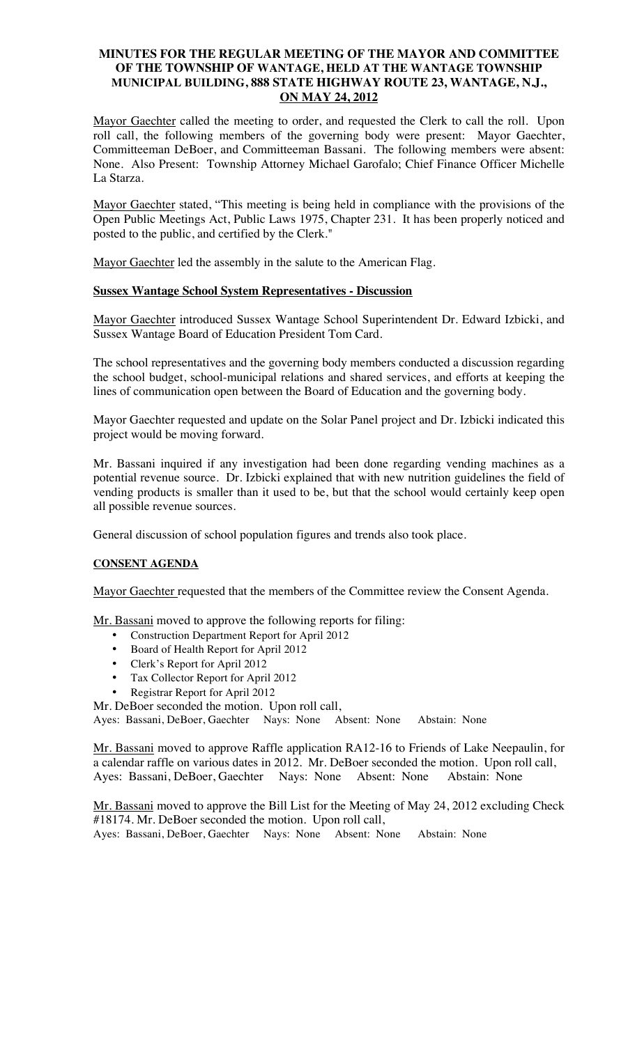# MINUTES FOR THE REGULAR MEETING OF THE MAYOR AND COMMITTEE OF THE TOWNSHIP OF WANTAGE, HELD AT THE WANTAGE TOWNSHIP MUNICIPAL BUILDING, 888 STATE HIGHWAY ROUTE 23, WANTAGE, N.J., ON MAY 24, 2012

Mayor Gaechter called the meeting to order, and requested the Clerk to call the roll. Upon roll call, the following members of the governing body were present: Mayor Gaechter, Committeeman DeBoer, and Committeeman Bassani. The following members were absent: None. Also Present: Township Attorney Michael Garofalo; Chief Finance Officer Michelle La Starza.

Mayor Gaechter stated, "This meeting is being held in compliance with the provisions of the Open Public Meetings Act, Public Laws 1975, Chapter 231. It has been properly noticed and posted to the public, and certified by the Clerk."

Mayor Gaechter led the assembly in the salute to the American Flag.

## Sussex Wantage School System Representatives - Discussion

Mayor Gaechter introduced Sussex Wantage School Superintendent Dr. Edward Izbicki, and Sussex Wantage Board of Education President Tom Card.

The school representatives and the governing body members conducted a discussion regarding the school budget, school-municipal relations and shared services, and efforts at keeping the lines of communication open between the Board of Education and the governing body.

Mayor Gaechter requested and update on the Solar Panel project and Dr. Izbicki indicated this project would be moving forward.

Mr. Bassani inquired if any investigation had been done regarding vending machines as a potential revenue source. Dr. Izbicki explained that with new nutrition guidelines the field of vending products is smaller than it used to be, but that the school would certainly keep open all possible revenue sources.

General discussion of school population figures and trends also took place.

## CONSENT AGENDA

Mayor Gaechter requested that the members of the Committee review the Consent Agenda.

Mr. Bassani moved to approve the following reports for filing:

- Construction Department Report for April 2012
- Board of Health Report for April 2012
- Clerk's Report for April 2012
- Tax Collector Report for April 2012
- Registrar Report for April 2012

Mr. DeBoer seconded the motion. Upon roll call,
Ayes: Bassani, DeBoer, Gaechter Nays: None Absent: None Abstain: None

Mr. Bassani moved to approve Raffle application RA12-16 to Friends of Lake Neepaulin, for a calendar raffle on various dates in 2012. Mr. DeBoer seconded the motion. Upon roll call,
Ayes: Bassani, DeBoer, Gaechter Nays: None Absent: None Abstain: None

Mr. Bassani moved to approve the Bill List for the Meeting of May 24, 2012 excluding Check #18174. Mr. DeBoer seconded the motion. Upon roll call,
Ayes: Bassani, DeBoer, Gaechter Nays: None Absent: None Abstain: None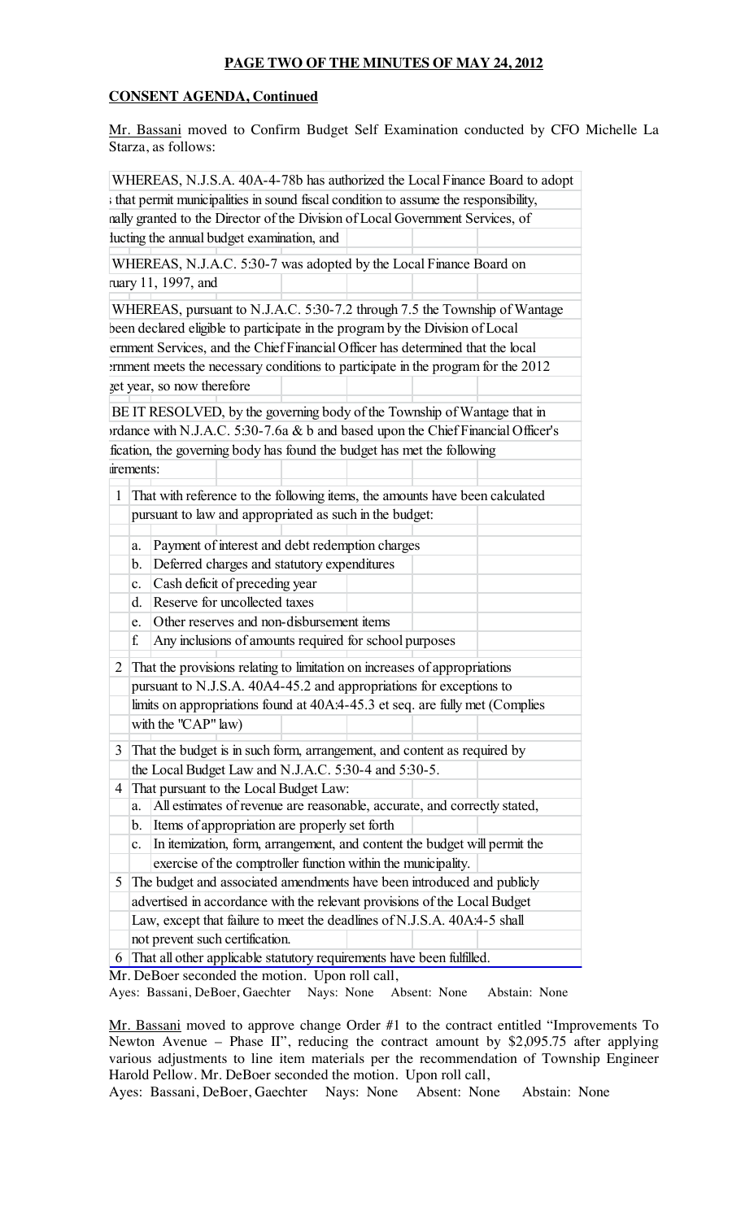**PAGE TWO OF THE MINUTES OF MAY 24, 2012**

**CONSENT AGENDA, Continued**

Mr. Bassani moved to Confirm Budget Self Examination conducted by CFO Michelle La Starza, as follows:

WHEREAS, N.J.S.A. 40A-4-78b has authorized the Local Finance Board to adopt ; that permit municipalities in sound fiscal condition to assume the responsibility, nally granted to the Director of the Division of Local Government Services, of lucting the annual budget examination, and

WHEREAS, N.J.A.C. 5:30-7 was adopted by the Local Finance Board on ruary 11, 1997, and

WHEREAS, pursuant to N.J.A.C. 5:30-7.2 through 7.5 the Township of Wantage been declared eligible to participate in the program by the Division of Local ernment Services, and the Chief Financial Officer has determined that the local ernment meets the necessary conditions to participate in the program for the 2012 get year, so now therefore

BE IT RESOLVED, by the governing body of the Township of Wantage that in ordance with N.J.A.C. 5:30-7.6a & b and based upon the Chief Financial Officer's fication, the governing body has found the budget has met the following irements:

1. That with reference to the following items, the amounts have been calculated pursuant to law and appropriated as such in the budget:
   a. Payment of interest and debt redemption charges
   b. Deferred charges and statutory expenditures
   c. Cash deficit of preceding year
   d. Reserve for uncollected taxes
   e. Other reserves and non-disbursement items
   f. Any inclusions of amounts required for school purposes
2. That the provisions relating to limitation on increases of appropriations pursuant to N.J.S.A. 40A4-45.2 and appropriations for exceptions to limits on appropriations found at 40A:4-45.3 et seq. are fully met (Complies with the "CAP" law)
3. That the budget is in such form, arrangement, and content as required by the Local Budget Law and N.J.A.C. 5:30-4 and 5:30-5.
4. That pursuant to the Local Budget Law:
   a. All estimates of revenue are reasonable, accurate, and correctly stated,
   b. Items of appropriation are properly set forth
   c. In itemization, form, arrangement, and content the budget will permit the exercise of the comptroller function within the municipality.
5. The budget and associated amendments have been introduced and publicly advertised in accordance with the relevant provisions of the Local Budget Law, except that failure to meet the deadlines of N.J.S.A. 40A:4-5 shall not prevent such certification.
6. That all other applicable statutory requirements have been fulfilled.

Mr. DeBoer seconded the motion. Upon roll call,
Ayes: Bassani, DeBoer, Gaechter Nays: None Absent: None Abstain: None

Mr. Bassani moved to approve change Order #1 to the contract entitled "Improvements To Newton Avenue – Phase II", reducing the contract amount by $2,095.75 after applying various adjustments to line item materials per the recommendation of Township Engineer Harold Pellow. Mr. DeBoer seconded the motion. Upon roll call,
Ayes: Bassani, DeBoer, Gaechter Nays: None Absent: None Abstain: None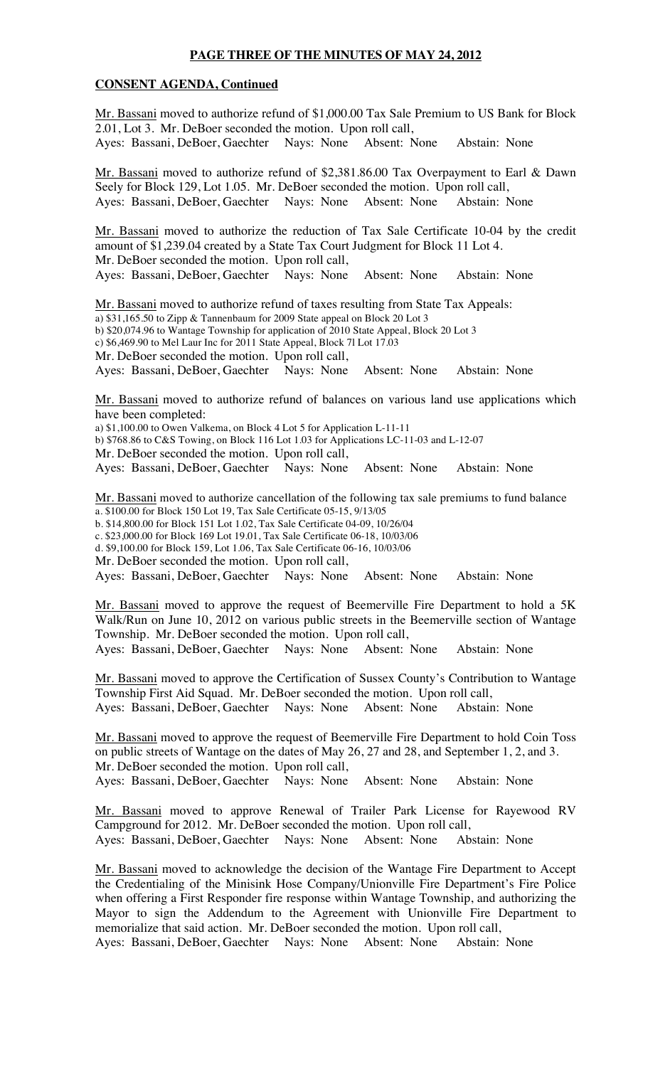**PAGE THREE OF THE MINUTES OF MAY 24, 2012**

**CONSENT AGENDA, Continued**

Mr. Bassani moved to authorize refund of $1,000.00 Tax Sale Premium to US Bank for Block 2.01, Lot 3. Mr. DeBoer seconded the motion. Upon roll call,
Ayes: Bassani, DeBoer, Gaechter Nays: None Absent: None Abstain: None

Mr. Bassani moved to authorize refund of $2,381.86.00 Tax Overpayment to Earl & Dawn Seely for Block 129, Lot 1.05. Mr. DeBoer seconded the motion. Upon roll call,
Ayes: Bassani, DeBoer, Gaechter Nays: None Absent: None Abstain: None

Mr. Bassani moved to authorize the reduction of Tax Sale Certificate 10-04 by the credit amount of $1,239.04 created by a State Tax Court Judgment for Block 11 Lot 4.
Mr. DeBoer seconded the motion. Upon roll call,
Ayes: Bassani, DeBoer, Gaechter Nays: None Absent: None Abstain: None

Mr. Bassani moved to authorize refund of taxes resulting from State Tax Appeals:
a) $31,165.50 to Zipp & Tannenbaum for 2009 State appeal on Block 20 Lot 3
b) $20,074.96 to Wantage Township for application of 2010 State Appeal, Block 20 Lot 3
c) $6,469.90 to Mel Laur Inc for 2011 State Appeal, Block 7l Lot 17.03
Mr. DeBoer seconded the motion. Upon roll call,
Ayes: Bassani, DeBoer, Gaechter Nays: None Absent: None Abstain: None

Mr. Bassani moved to authorize refund of balances on various land use applications which have been completed:
a) $1,100.00 to Owen Valkema, on Block 4 Lot 5 for Application L-11-11
b) $768.86 to C&S Towing, on Block 116 Lot 1.03 for Applications LC-11-03 and L-12-07
Mr. DeBoer seconded the motion. Upon roll call,
Ayes: Bassani, DeBoer, Gaechter Nays: None Absent: None Abstain: None

Mr. Bassani moved to authorize cancellation of the following tax sale premiums to fund balance
a. $100.00 for Block 150 Lot 19, Tax Sale Certificate 05-15, 9/13/05
b. $14,800.00 for Block 151 Lot 1.02, Tax Sale Certificate 04-09, 10/26/04
c. $23,000.00 for Block 169 Lot 19.01, Tax Sale Certificate 06-18, 10/03/06
d. $9,100.00 for Block 159, Lot 1.06, Tax Sale Certificate 06-16, 10/03/06
Mr. DeBoer seconded the motion. Upon roll call,
Ayes: Bassani, DeBoer, Gaechter Nays: None Absent: None Abstain: None

Mr. Bassani moved to approve the request of Beemerville Fire Department to hold a 5K Walk/Run on June 10, 2012 on various public streets in the Beemerville section of Wantage Township. Mr. DeBoer seconded the motion. Upon roll call,
Ayes: Bassani, DeBoer, Gaechter Nays: None Absent: None Abstain: None

Mr. Bassani moved to approve the Certification of Sussex County's Contribution to Wantage Township First Aid Squad. Mr. DeBoer seconded the motion. Upon roll call,
Ayes: Bassani, DeBoer, Gaechter Nays: None Absent: None Abstain: None

Mr. Bassani moved to approve the request of Beemerville Fire Department to hold Coin Toss on public streets of Wantage on the dates of May 26, 27 and 28, and September 1, 2, and 3.
Mr. DeBoer seconded the motion. Upon roll call,
Ayes: Bassani, DeBoer, Gaechter Nays: None Absent: None Abstain: None

Mr. Bassani moved to approve Renewal of Trailer Park License for Rayewood RV Campground for 2012. Mr. DeBoer seconded the motion. Upon roll call,
Ayes: Bassani, DeBoer, Gaechter Nays: None Absent: None Abstain: None

Mr. Bassani moved to acknowledge the decision of the Wantage Fire Department to Accept the Credentialing of the Minisink Hose Company/Unionville Fire Department's Fire Police when offering a First Responder fire response within Wantage Township, and authorizing the Mayor to sign the Addendum to the Agreement with Unionville Fire Department to memorialize that said action. Mr. DeBoer seconded the motion. Upon roll call,
Ayes: Bassani, DeBoer, Gaechter Nays: None Absent: None Abstain: None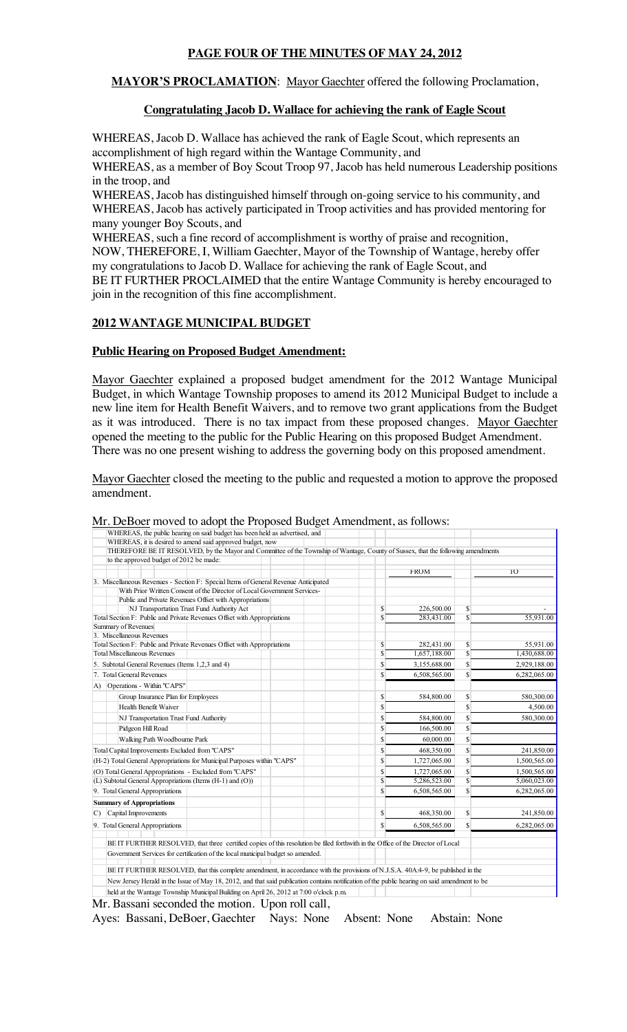## PAGE FOUR OF THE MINUTES OF MAY 24, 2012

**MAYOR'S PROCLAMATION**: Mayor Gaechter offered the following Proclamation,

### Congratulating Jacob D. Wallace for achieving the rank of Eagle Scout

WHEREAS, Jacob D. Wallace has achieved the rank of Eagle Scout, which represents an accomplishment of high regard within the Wantage Community, and
WHEREAS, as a member of Boy Scout Troop 97, Jacob has held numerous Leadership positions in the troop, and
WHEREAS, Jacob has distinguished himself through on-going service to his community, and
WHEREAS, Jacob has actively participated in Troop activities and has provided mentoring for many younger Boy Scouts, and
WHEREAS, such a fine record of accomplishment is worthy of praise and recognition,
NOW, THEREFORE, I, William Gaechter, Mayor of the Township of Wantage, hereby offer my congratulations to Jacob D. Wallace for achieving the rank of Eagle Scout, and
BE IT FURTHER PROCLAIMED that the entire Wantage Community is hereby encouraged to join in the recognition of this fine accomplishment.

## 2012 WANTAGE MUNICIPAL BUDGET

### Public Hearing on Proposed Budget Amendment:

Mayor Gaechter explained a proposed budget amendment for the 2012 Wantage Municipal Budget, in which Wantage Township proposes to amend its 2012 Municipal Budget to include a new line item for Health Benefit Waivers, and to remove two grant applications from the Budget as it was introduced. There is no tax impact from these proposed changes. Mayor Gaechter opened the meeting to the public for the Public Hearing on this proposed Budget Amendment. There was no one present wishing to address the governing body on this proposed amendment.

Mayor Gaechter closed the meeting to the public and requested a motion to approve the proposed amendment.

Mr. DeBoer moved to adopt the Proposed Budget Amendment, as follows:

WHEREAS, the public hearing on said budget has been held as advertised, and
WHEREAS, it is desired to amend said approved budget, now
THEREFORE BE IT RESOLVED, by the Mayor and Committee of the Township of Wantage, County of Sussex, that the following amendments to the approved budget of 2012 be made:

| | FROM | TO |
|---|---|---|
| 3. Miscellaneous Revenues - Section F: Special Items of General Revenue Anticipated | | |
| With Prior Written Consent of the Director of Local Government Services- | | |
| Public and Private Revenues Offset with Appropriations | | |
| NJ Transportation Trust Fund Authority Act | $ 226,500.00 | $ - |
| Total Section F: Public and Private Revenues Offset with Appropriations | $ 283,431.00 | $ 55,931.00 |
| Summary of Revenues | | |
| 3. Miscellaneous Revenues | | |
| Total Section F: Public and Private Revenues Offset with Appropriations | $ 282,431.00 | $ 55,931.00 |
| Total Miscellaneous Revenues | $ 1,657,188.00 | $ 1,430,688.00 |
| 5. Subtotal General Revenues (Items 1,2,3 and 4) | $ 3,155,688.00 | $ 2,929,188.00 |
| 7. Total General Revenues | $ 6,508,565.00 | $ 6,282,065.00 |
| A) Operations - Within "CAPS" | | |
| Group Insurance Plan for Employees | $ 584,800.00 | $ 580,300.00 |
| Health Benefit Waiver | $ | $ 4,500.00 |
| NJ Transportation Trust Fund Authority | $ 584,800.00 | $ 580,300.00 |
| Pidgeon Hill Road | $ 166,500.00 | $ |
| Walking Path Woodbourne Park | $ 60,000.00 | $ |
| Total Capital Improvements Excluded from "CAPS" | $ 468,350.00 | $ 241,850.00 |
| (H-2) Total General Appropriations for Municipal Purposes within "CAPS" | $ 1,727,065.00 | $ 1,500,565.00 |
| (O) Total General Appropriations - Excluded from "CAPS" | $ 1,727,065.00 | $ 1,500,565.00 |
| (L) Subtotal General Appropriations (Items (H-1) and (O)) | $ 5,286,523.00 | $ 5,060,023.00 |
| 9. Total General Appropriations | $ 6,508,565.00 | $ 6,282,065.00 |
| **Summary of Appropriations** | | |
| C) Capital Improvements | $ 468,350.00 | $ 241,850.00 |
| 9. Total General Appropriations | $ 6,508,565.00 | $ 6,282,065.00 |

BE IT FURTHER RESOLVED, that three certified copies of this resolution be filed forthwith in the Office of the Director of Local Government Services for certification of the local municipal budget so amended.

BE IT FURTHER RESOLVED, that this complete amendment, in accordance with the provisions of N.J.S.A. 40A:4-9, be published in the New Jersey Herald in the Issue of May 18, 2012, and that said publication contains notification of the public hearing on said amendment to be held at the Wantage Township Municipal Building on April 26, 2012 at 7:00 o'clock p.m.

Mr. Bassani seconded the motion. Upon roll call,
Ayes: Bassani, DeBoer, Gaechter Nays: None Absent: None Abstain: None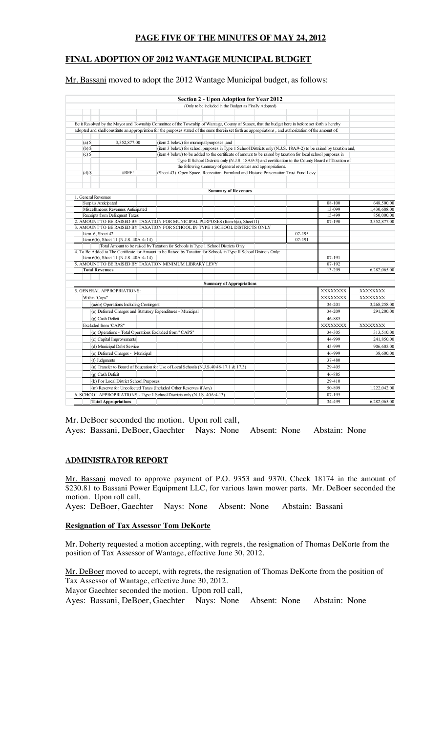## PAGE FIVE OF THE MINUTES OF MAY 24, 2012

## FINAL ADOPTION OF 2012 WANTAGE MUNICIPAL BUDGET

Mr. Bassani moved to adopt the 2012 Wantage Municipal budget, as follows:

**Section 2 - Upon Adoption for Year 2012**

(Only to be included in the Budget as Finally Adopted)

Be it Resolved by the Mayor and Township Committee of the Township of Wantage, County of Sussex, that the budget here in before set forth is hereby adopted and shall constitute an appropriation for the purposes stated of the sums therein set forth as appropriations , and authorization of the amount of:

| | | |
|---|---|---|
| (a) $ | 3,352,877.00 | (item 2 below) for municipal purposes ,and |
| (b) $ | | (item 3 below) for school purposes in Type 1 School Districts only (N.J.S. 18A:9-2) to be raised by taxation and, |
| (c) $ | | (item 4 below) to be added to the certificate of amount to be raised by taxation for local school purposes in Type II School Districts only (N.J.S. 18A:9-3) and certification to the County Board of Taxation of the following summary of general revenues and appropriations. |
| (d) $ | #REF! | (Sheet 43) Open Space, Recreation, Farmland and Historic Preservation Trust Fund Levy |

**Summary of Revenues**

| | | | |
|---|---|---|---|
| 1. General Revenues | | | |
| Surplus Anticipated | | 08-100 | 648,500.00 |
| Miscellaneous Revenues Anticipated | | 13-099 | 1,430,688.00 |
| Receipts from Delinquent Taxes | | 15-499 | 850,000.00 |
| 2. AMOUNT TO BE RAISED BY TAXATION FOR MUNICIPAL PURPOSES (Item 6(a), Sheet11) | | 07-190 | 3,352,877.00 |
| 3. AMOUNT TO BE RAISED BY TAXATION FOR SCHOOL IN TYPE 1 SCHOOL DISTRICTS ONLY | | | |
| Item 6, Sheet 42 | 07-195 | | |
| Item 6(b), Sheet 11 (N.J.S. 40A :4-14) | 07-191 | | |
| Total Amount to be raised by Taxation for Schools in Type 1 School Districts Only | | | |
| 4. To Be Added to The Certificate for Amount to be Raised by Taxation for Schools in Type II School Districts Only: | | | |
| Item 6(b), Sheet 11 (N.J.S. 40A :4-14) | | 07-191 | |
| 5. AMOUNT TO BE RAISED BY TAXATION MINIMUM LIBRARY LEVY | | 07-192 | |
| **Total Revenues** | | 13-299 | 6,282,065.00 |

**Summary of Appropriations**

| | | |
|---|---|---|
| 5. GENERAL APPROPRIATIONS: | XXXXXXXX | XXXXXXXX |
| Within "Caps" | XXXXXXXX | XXXXXXXX |
| (a&b) Operations Including Contingent | 34-201 | 3,268,258.00 |
| (e) Deferred Charges and Statutory Expenditures - Municipal | 34-209 | 291,200.00 |
| (g) Cash Deficit | 46-885 | |
| Excluded from "CAPS" | XXXXXXXX | XXXXXXXX |
| (a) Operations - Total Operations Excluded from "CAPS" | 34-305 | 313,510.00 |
| (c) Capital Improvements | 44-999 | 241,850.00 |
| (d) Municipal Debt Service | 45-999 | 906,605.00 |
| (e) Deferred Charges - Municipal | 46-999 | 38,600.00 |
| (f) Judgments | 37-480 | |
| (n) Transfer to Board of Education for Use of Local Schools (N.J.S.40:48-17.1 & 17.3) | 29-405 | |
| (g) Cash Deficit | 46-885 | |
| (k) For Local District School Purposes | 29-410 | |
| (m) Reserve for Uncollected Taxes (Included Other Reserves if Any) | 50-899 | 1,222,042.00 |
| 6. SCHOOL APPROPRIATIONS - Type 1 School Districts only (N.J.S. 40A:4-13) | 07-195 | |
| **Total Appropriations** | 34-499 | 6,282,065.00 |

Mr. DeBoer seconded the motion. Upon roll call,
Ayes: Bassani, DeBoer, Gaechter Nays: None Absent: None Abstain: None

## ADMINISTRATOR REPORT

Mr. Bassani moved to approve payment of P.O. 9353 and 9370, Check 18174 in the amount of $230.81 to Bassani Power Equipment LLC, for various lawn mower parts. Mr. DeBoer seconded the motion. Upon roll call,
Ayes: DeBoer, Gaechter Nays: None Absent: None Abstain: Bassani

### Resignation of Tax Assessor Tom DeKorte

Mr. Doherty requested a motion accepting, with regrets, the resignation of Thomas DeKorte from the position of Tax Assessor of Wantage, effective June 30, 2012.

Mr. DeBoer moved to accept, with regrets, the resignation of Thomas DeKorte from the position of Tax Assessor of Wantage, effective June 30, 2012.
Mayor Gaechter seconded the motion. Upon roll call,
Ayes: Bassani, DeBoer, Gaechter Nays: None Absent: None Abstain: None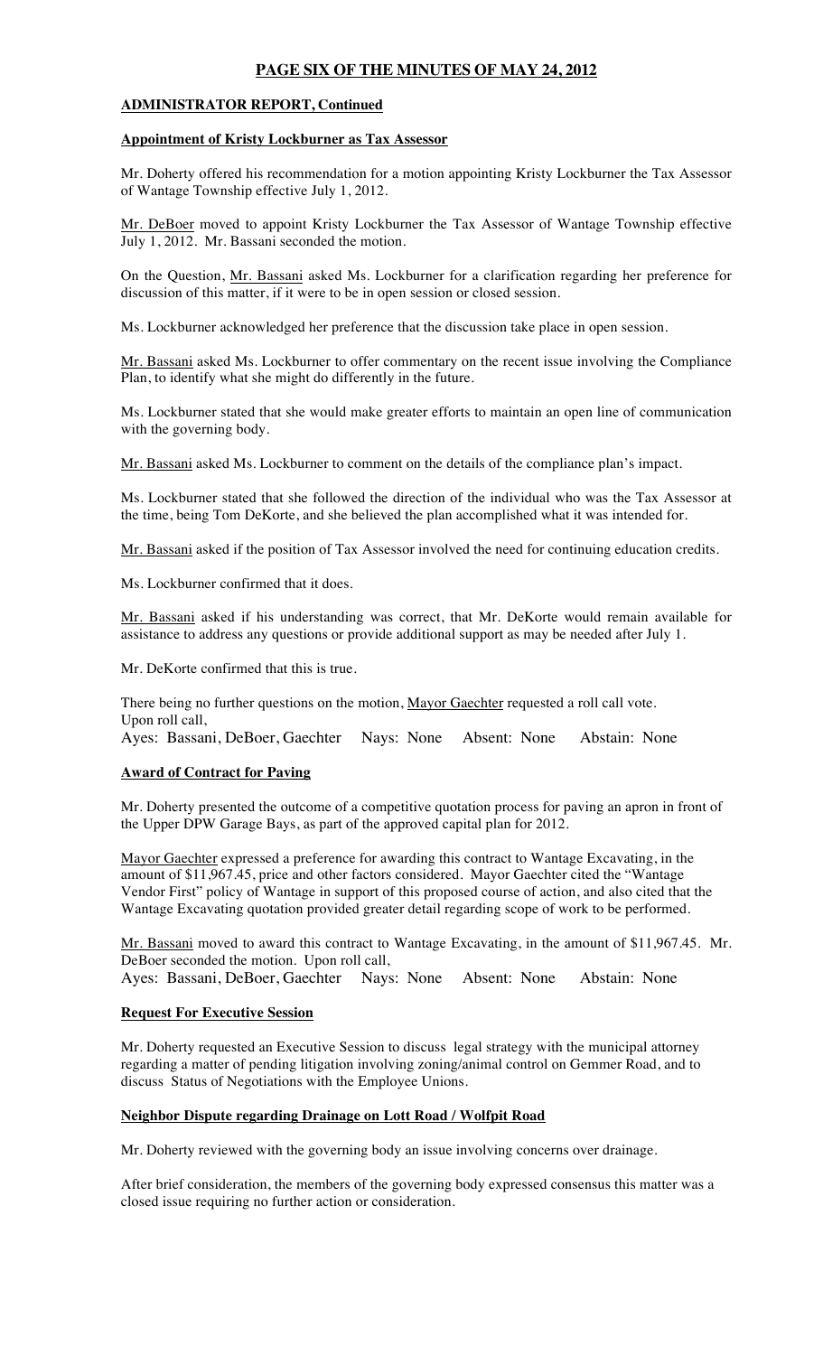# PAGE SIX OF THE MINUTES OF MAY 24, 2012

## ADMINISTRATOR REPORT, Continued

### Appointment of Kristy Lockburner as Tax Assessor

Mr. Doherty offered his recommendation for a motion appointing Kristy Lockburner the Tax Assessor of Wantage Township effective July 1, 2012.

Mr. DeBoer moved to appoint Kristy Lockburner the Tax Assessor of Wantage Township effective July 1, 2012. Mr. Bassani seconded the motion.

On the Question, Mr. Bassani asked Ms. Lockburner for a clarification regarding her preference for discussion of this matter, if it were to be in open session or closed session.

Ms. Lockburner acknowledged her preference that the discussion take place in open session.

Mr. Bassani asked Ms. Lockburner to offer commentary on the recent issue involving the Compliance Plan, to identify what she might do differently in the future.

Ms. Lockburner stated that she would make greater efforts to maintain an open line of communication with the governing body.

Mr. Bassani asked Ms. Lockburner to comment on the details of the compliance plan's impact.

Ms. Lockburner stated that she followed the direction of the individual who was the Tax Assessor at the time, being Tom DeKorte, and she believed the plan accomplished what it was intended for.

Mr. Bassani asked if the position of Tax Assessor involved the need for continuing education credits.

Ms. Lockburner confirmed that it does.

Mr. Bassani asked if his understanding was correct, that Mr. DeKorte would remain available for assistance to address any questions or provide additional support as may be needed after July 1.

Mr. DeKorte confirmed that this is true.

There being no further questions on the motion, Mayor Gaechter requested a roll call vote.
Upon roll call,
Ayes: Bassani, DeBoer, Gaechter Nays: None Absent: None Abstain: None

### Award of Contract for Paving

Mr. Doherty presented the outcome of a competitive quotation process for paving an apron in front of the Upper DPW Garage Bays, as part of the approved capital plan for 2012.

Mayor Gaechter expressed a preference for awarding this contract to Wantage Excavating, in the amount of $11,967.45, price and other factors considered. Mayor Gaechter cited the "Wantage Vendor First" policy of Wantage in support of this proposed course of action, and also cited that the Wantage Excavating quotation provided greater detail regarding scope of work to be performed.

Mr. Bassani moved to award this contract to Wantage Excavating, in the amount of $11,967.45. Mr. DeBoer seconded the motion. Upon roll call,
Ayes: Bassani, DeBoer, Gaechter Nays: None Absent: None Abstain: None

### Request For Executive Session

Mr. Doherty requested an Executive Session to discuss legal strategy with the municipal attorney regarding a matter of pending litigation involving zoning/animal control on Gemmer Road, and to discuss Status of Negotiations with the Employee Unions.

### Neighbor Dispute regarding Drainage on Lott Road / Wolfpit Road

Mr. Doherty reviewed with the governing body an issue involving concerns over drainage.

After brief consideration, the members of the governing body expressed consensus this matter was a closed issue requiring no further action or consideration.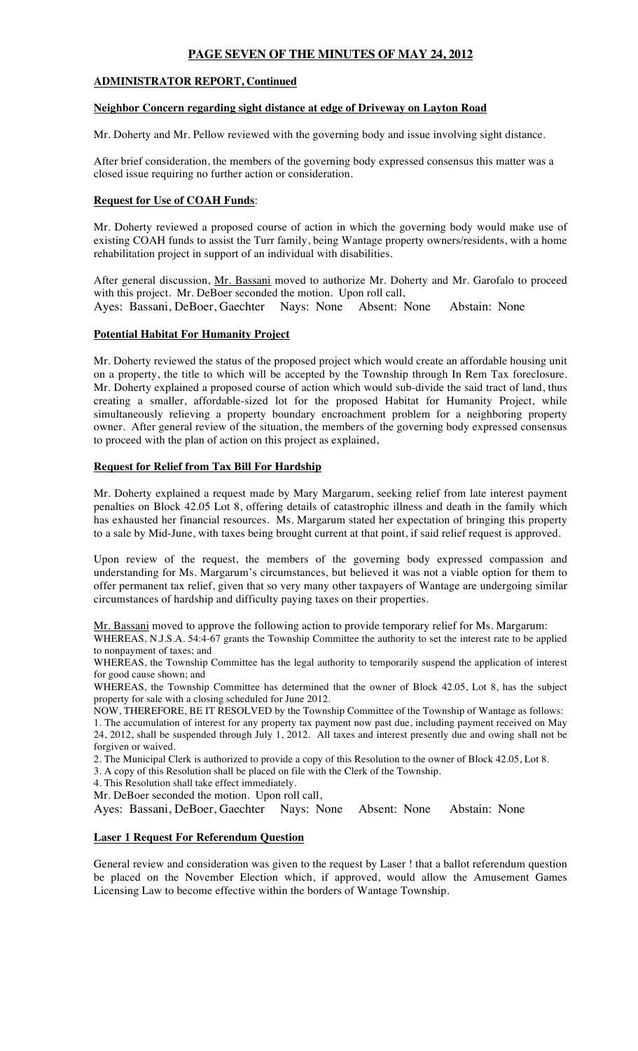## PAGE SEVEN OF THE MINUTES OF MAY 24, 2012

### ADMINISTRATOR REPORT, Continued

#### Neighbor Concern regarding sight distance at edge of Driveway on Layton Road

Mr. Doherty and Mr. Pellow reviewed with the governing body and issue involving sight distance.

After brief consideration, the members of the governing body expressed consensus this matter was a closed issue requiring no further action or consideration.

#### Request for Use of COAH Funds:

Mr. Doherty reviewed a proposed course of action in which the governing body would make use of existing COAH funds to assist the Turr family, being Wantage property owners/residents, with a home rehabilitation project in support of an individual with disabilities.

After general discussion, Mr. Bassani moved to authorize Mr. Doherty and Mr. Garofalo to proceed with this project. Mr. DeBoer seconded the motion. Upon roll call,
Ayes: Bassani, DeBoer, Gaechter Nays: None Absent: None Abstain: None

#### Potential Habitat For Humanity Project

Mr. Doherty reviewed the status of the proposed project which would create an affordable housing unit on a property, the title to which will be accepted by the Township through In Rem Tax foreclosure. Mr. Doherty explained a proposed course of action which would sub-divide the said tract of land, thus creating a smaller, affordable-sized lot for the proposed Habitat for Humanity Project, while simultaneously relieving a property boundary encroachment problem for a neighboring property owner. After general review of the situation, the members of the governing body expressed consensus to proceed with the plan of action on this project as explained,

#### Request for Relief from Tax Bill For Hardship

Mr. Doherty explained a request made by Mary Margarum, seeking relief from late interest payment penalties on Block 42.05 Lot 8, offering details of catastrophic illness and death in the family which has exhausted her financial resources. Ms. Margarum stated her expectation of bringing this property to a sale by Mid-June, with taxes being brought current at that point, if said relief request is approved.

Upon review of the request, the members of the governing body expressed compassion and understanding for Ms. Margarum's circumstances, but believed it was not a viable option for them to offer permanent tax relief, given that so very many other taxpayers of Wantage are undergoing similar circumstances of hardship and difficulty paying taxes on their properties.

Mr. Bassani moved to approve the following action to provide temporary relief for Ms. Margarum:
WHEREAS, N.J.S.A. 54:4-67 grants the Township Committee the authority to set the interest rate to be applied to nonpayment of taxes; and
WHEREAS, the Township Committee has the legal authority to temporarily suspend the application of interest for good cause shown; and
WHEREAS, the Township Committee has determined that the owner of Block 42.05, Lot 8, has the subject property for sale with a closing scheduled for June 2012.
NOW, THEREFORE, BE IT RESOLVED by the Township Committee of the Township of Wantage as follows:
1. The accumulation of interest for any property tax payment now past due, including payment received on May 24, 2012, shall be suspended through July 1, 2012. All taxes and interest presently due and owing shall not be forgiven or waived.
2. The Municipal Clerk is authorized to provide a copy of this Resolution to the owner of Block 42.05, Lot 8.
3. A copy of this Resolution shall be placed on file with the Clerk of the Township.
4. This Resolution shall take effect immediately.
Mr. DeBoer seconded the motion. Upon roll call,
Ayes: Bassani, DeBoer, Gaechter Nays: None Absent: None Abstain: None

#### Laser 1 Request For Referendum Question

General review and consideration was given to the request by Laser ! that a ballot referendum question be placed on the November Election which, if approved, would allow the Amusement Games Licensing Law to become effective within the borders of Wantage Township.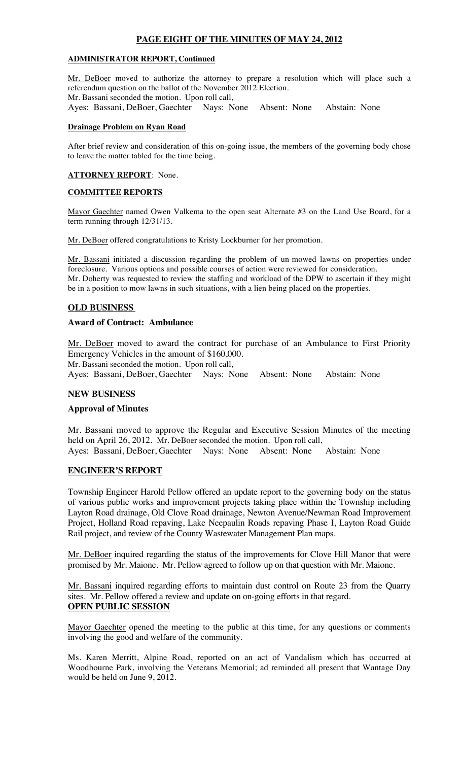**PAGE EIGHT OF THE MINUTES OF MAY 24, 2012**

**ADMINISTRATOR REPORT, Continued**

Mr. DeBoer moved to authorize the attorney to prepare a resolution which will place such a referendum question on the ballot of the November 2012 Election.
Mr. Bassani seconded the motion. Upon roll call,
Ayes: Bassani, DeBoer, Gaechter Nays: None Absent: None Abstain: None

**Drainage Problem on Ryan Road**

After brief review and consideration of this on-going issue, the members of the governing body chose to leave the matter tabled for the time being.

**ATTORNEY REPORT**: None.

**COMMITTEE REPORTS**

Mayor Gaechter named Owen Valkema to the open seat Alternate #3 on the Land Use Board, for a term running through 12/31/13.

Mr. DeBoer offered congratulations to Kristy Lockburner for her promotion.

Mr. Bassani initiated a discussion regarding the problem of un-mowed lawns on properties under foreclosure. Various options and possible courses of action were reviewed for consideration.
Mr. Doherty was requested to review the staffing and workload of the DPW to ascertain if they might be in a position to mow lawns in such situations, with a lien being placed on the properties.

## OLD BUSINESS

### Award of Contract: Ambulance

Mr. DeBoer moved to award the contract for purchase of an Ambulance to First Priority Emergency Vehicles in the amount of $160,000.
Mr. Bassani seconded the motion. Upon roll call,
Ayes: Bassani, DeBoer, Gaechter Nays: None Absent: None Abstain: None

## NEW BUSINESS

### Approval of Minutes

Mr. Bassani moved to approve the Regular and Executive Session Minutes of the meeting held on April 26, 2012. Mr. DeBoer seconded the motion. Upon roll call,
Ayes: Bassani, DeBoer, Gaechter Nays: None Absent: None Abstain: None

## ENGINEER'S REPORT

Township Engineer Harold Pellow offered an update report to the governing body on the status of various public works and improvement projects taking place within the Township including Layton Road drainage, Old Clove Road drainage, Newton Avenue/Newman Road Improvement Project, Holland Road repaving, Lake Neepaulin Roads repaving Phase I, Layton Road Guide Rail project, and review of the County Wastewater Management Plan maps.

Mr. DeBoer inquired regarding the status of the improvements for Clove Hill Manor that were promised by Mr. Maione. Mr. Pellow agreed to follow up on that question with Mr. Maione.

Mr. Bassani inquired regarding efforts to maintain dust control on Route 23 from the Quarry sites. Mr. Pellow offered a review and update on on-going efforts in that regard.

## OPEN PUBLIC SESSION

Mayor Gaechter opened the meeting to the public at this time, for any questions or comments involving the good and welfare of the community.

Ms. Karen Merritt, Alpine Road, reported on an act of Vandalism which has occurred at Woodbourne Park, involving the Veterans Memorial; ad reminded all present that Wantage Day would be held on June 9, 2012.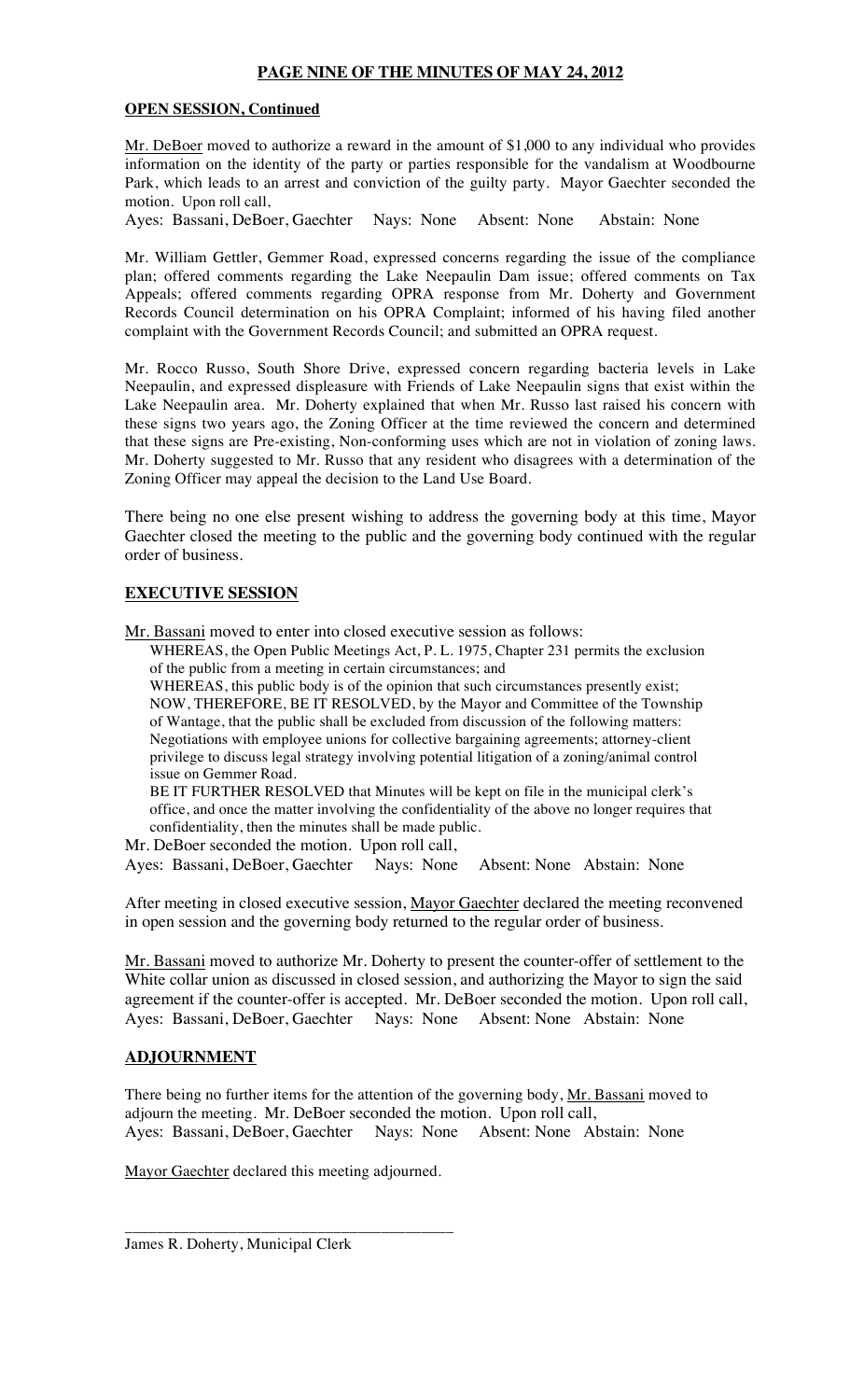**PAGE NINE OF THE MINUTES OF MAY 24, 2012**

**OPEN SESSION, Continued**

Mr. DeBoer moved to authorize a reward in the amount of $1,000 to any individual who provides information on the identity of the party or parties responsible for the vandalism at Woodbourne Park, which leads to an arrest and conviction of the guilty party. Mayor Gaechter seconded the motion. Upon roll call,

Ayes: Bassani, DeBoer, Gaechter Nays: None Absent: None Abstain: None

Mr. William Gettler, Gemmer Road, expressed concerns regarding the issue of the compliance plan; offered comments regarding the Lake Neepaulin Dam issue; offered comments on Tax Appeals; offered comments regarding OPRA response from Mr. Doherty and Government Records Council determination on his OPRA Complaint; informed of his having filed another complaint with the Government Records Council; and submitted an OPRA request.

Mr. Rocco Russo, South Shore Drive, expressed concern regarding bacteria levels in Lake Neepaulin, and expressed displeasure with Friends of Lake Neepaulin signs that exist within the Lake Neepaulin area. Mr. Doherty explained that when Mr. Russo last raised his concern with these signs two years ago, the Zoning Officer at the time reviewed the concern and determined that these signs are Pre-existing, Non-conforming uses which are not in violation of zoning laws. Mr. Doherty suggested to Mr. Russo that any resident who disagrees with a determination of the Zoning Officer may appeal the decision to the Land Use Board.

There being no one else present wishing to address the governing body at this time, Mayor Gaechter closed the meeting to the public and the governing body continued with the regular order of business.

**EXECUTIVE SESSION**

Mr. Bassani moved to enter into closed executive session as follows:

WHEREAS, the Open Public Meetings Act, P. L. 1975, Chapter 231 permits the exclusion of the public from a meeting in certain circumstances; and

WHEREAS, this public body is of the opinion that such circumstances presently exist;

NOW, THEREFORE, BE IT RESOLVED, by the Mayor and Committee of the Township of Wantage, that the public shall be excluded from discussion of the following matters: Negotiations with employee unions for collective bargaining agreements; attorney-client privilege to discuss legal strategy involving potential litigation of a zoning/animal control issue on Gemmer Road.

BE IT FURTHER RESOLVED that Minutes will be kept on file in the municipal clerk's office, and once the matter involving the confidentiality of the above no longer requires that confidentiality, then the minutes shall be made public.

Mr. DeBoer seconded the motion. Upon roll call,

Ayes: Bassani, DeBoer, Gaechter Nays: None Absent: None Abstain: None

After meeting in closed executive session, Mayor Gaechter declared the meeting reconvened in open session and the governing body returned to the regular order of business.

Mr. Bassani moved to authorize Mr. Doherty to present the counter-offer of settlement to the White collar union as discussed in closed session, and authorizing the Mayor to sign the said agreement if the counter-offer is accepted. Mr. DeBoer seconded the motion. Upon roll call,

Ayes: Bassani, DeBoer, Gaechter Nays: None Absent: None Abstain: None

**ADJOURNMENT**

There being no further items for the attention of the governing body, Mr. Bassani moved to adjourn the meeting. Mr. DeBoer seconded the motion. Upon roll call,

Ayes: Bassani, DeBoer, Gaechter Nays: None Absent: None Abstain: None

Mayor Gaechter declared this meeting adjourned.

\_\_\_\_\_\_\_\_\_\_\_\_\_\_\_\_\_\_\_\_\_\_\_\_\_\_\_\_\_\_\_\_\_\_\_\_\_\_\_\_

James R. Doherty, Municipal Clerk